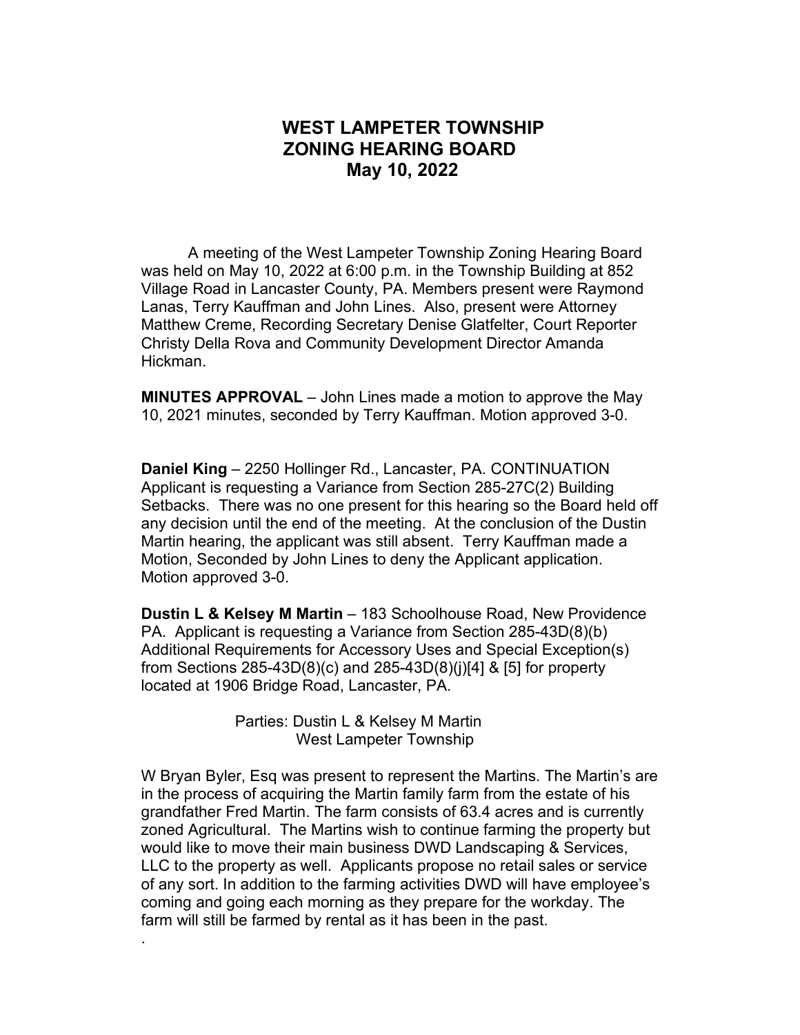# WEST LAMPETER TOWNSHIP
# ZONING HEARING BOARD
# May 10, 2022

A meeting of the West Lampeter Township Zoning Hearing Board was held on May 10, 2022 at 6:00 p.m. in the Township Building at 852 Village Road in Lancaster County, PA. Members present were Raymond Lanas, Terry Kauffman and John Lines. Also, present were Attorney Matthew Creme, Recording Secretary Denise Glatfelter, Court Reporter Christy Della Rova and Community Development Director Amanda Hickman.

**MINUTES APPROVAL** – John Lines made a motion to approve the May 10, 2021 minutes, seconded by Terry Kauffman. Motion approved 3-0.

**Daniel King** – 2250 Hollinger Rd., Lancaster, PA. CONTINUATION Applicant is requesting a Variance from Section 285-27C(2) Building Setbacks. There was no one present for this hearing so the Board held off any decision until the end of the meeting. At the conclusion of the Dustin Martin hearing, the applicant was still absent. Terry Kauffman made a Motion, Seconded by John Lines to deny the Applicant application. Motion approved 3-0.

**Dustin L & Kelsey M Martin** – 183 Schoolhouse Road, New Providence PA. Applicant is requesting a Variance from Section 285-43D(8)(b) Additional Requirements for Accessory Uses and Special Exception(s) from Sections 285-43D(8)(c) and 285-43D(8)(j)[4] & [5] for property located at 1906 Bridge Road, Lancaster, PA.

Parties: Dustin L & Kelsey M Martin
West Lampeter Township

W Bryan Byler, Esq was present to represent the Martins. The Martin's are in the process of acquiring the Martin family farm from the estate of his grandfather Fred Martin. The farm consists of 63.4 acres and is currently zoned Agricultural. The Martins wish to continue farming the property but would like to move their main business DWD Landscaping & Services, LLC to the property as well. Applicants propose no retail sales or service of any sort. In addition to the farming activities DWD will have employee's coming and going each morning as they prepare for the workday. The farm will still be farmed by rental as it has been in the past.

.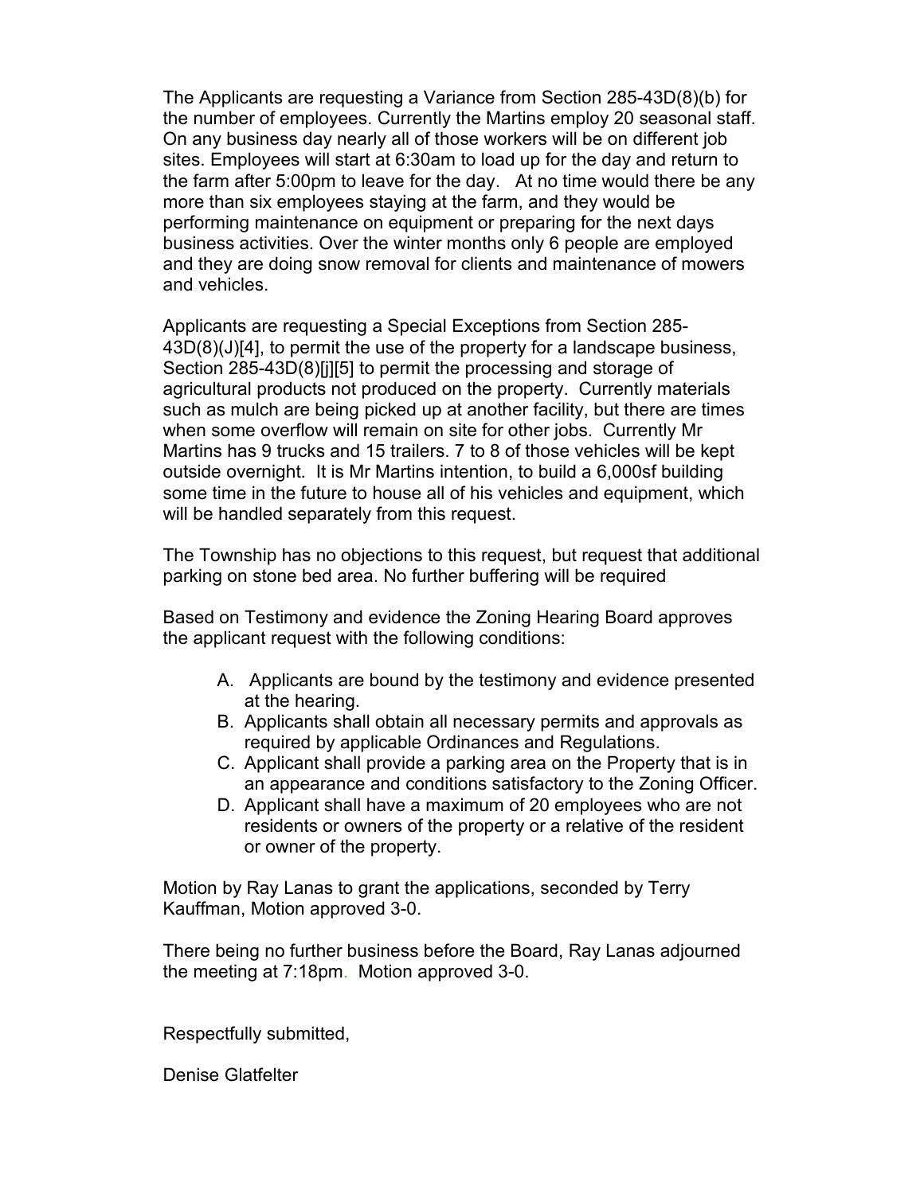The Applicants are requesting a Variance from Section 285-43D(8)(b) for the number of employees. Currently the Martins employ 20 seasonal staff. On any business day nearly all of those workers will be on different job sites. Employees will start at 6:30am to load up for the day and return to the farm after 5:00pm to leave for the day. At no time would there be any more than six employees staying at the farm, and they would be performing maintenance on equipment or preparing for the next days business activities. Over the winter months only 6 people are employed and they are doing snow removal for clients and maintenance of mowers and vehicles.

Applicants are requesting a Special Exceptions from Section 285-43D(8)(J)[4], to permit the use of the property for a landscape business, Section 285-43D(8)[j][5] to permit the processing and storage of agricultural products not produced on the property. Currently materials such as mulch are being picked up at another facility, but there are times when some overflow will remain on site for other jobs. Currently Mr Martins has 9 trucks and 15 trailers. 7 to 8 of those vehicles will be kept outside overnight. It is Mr Martins intention, to build a 6,000sf building some time in the future to house all of his vehicles and equipment, which will be handled separately from this request.

The Township has no objections to this request, but request that additional parking on stone bed area. No further buffering will be required

Based on Testimony and evidence the Zoning Hearing Board approves the applicant request with the following conditions:

A. Applicants are bound by the testimony and evidence presented at the hearing.
B. Applicants shall obtain all necessary permits and approvals as required by applicable Ordinances and Regulations.
C. Applicant shall provide a parking area on the Property that is in an appearance and conditions satisfactory to the Zoning Officer.
D. Applicant shall have a maximum of 20 employees who are not residents or owners of the property or a relative of the resident or owner of the property.

Motion by Ray Lanas to grant the applications, seconded by Terry Kauffman, Motion approved 3-0.

There being no further business before the Board, Ray Lanas adjourned the meeting at 7:18pm. Motion approved 3-0.

Respectfully submitted,

Denise Glatfelter